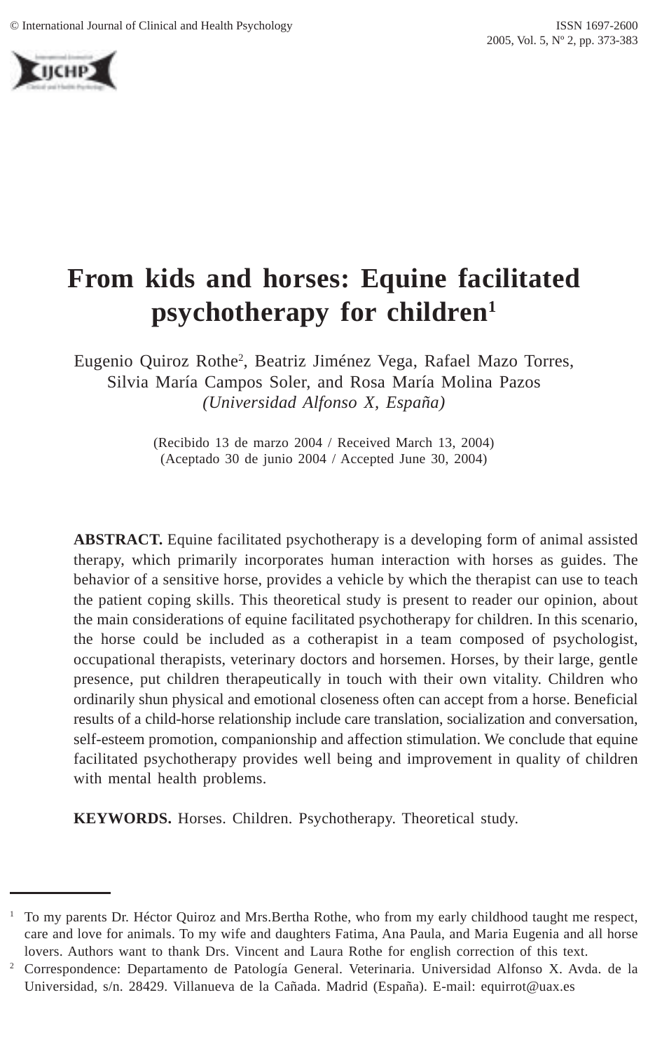# From kids and horses: Equine facilitated psychotherapy for children[1]

Eugenio Quiroz Rothe[2], Beatriz Jiménez Vega, Rafael Mazo Torres, Silvia María Campos Soler, and Rosa María Molina Pazos
*(Universidad Alfonso X, España)*

(Recibido 13 de marzo 2004 / Received March 13, 2004)
(Aceptado 30 de junio 2004 / Accepted June 30, 2004)

**ABSTRACT.** Equine facilitated psychotherapy is a developing form of animal assisted therapy, which primarily incorporates human interaction with horses as guides. The behavior of a sensitive horse, provides a vehicle by which the therapist can use to teach the patient coping skills. This theoretical study is present to reader our opinion, about the main considerations of equine facilitated psychotherapy for children. In this scenario, the horse could be included as a cotherapist in a team composed of psychologist, occupational therapists, veterinary doctors and horsemen. Horses, by their large, gentle presence, put children therapeutically in touch with their own vitality. Children who ordinarily shun physical and emotional closeness often can accept from a horse. Beneficial results of a child-horse relationship include care translation, socialization and conversation, self-esteem promotion, companionship and affection stimulation. We conclude that equine facilitated psychotherapy provides well being and improvement in quality of children with mental health problems.

**KEYWORDS.** Horses. Children. Psychotherapy. Theoretical study.

---

[1] To my parents Dr. Héctor Quiroz and Mrs.Bertha Rothe, who from my early childhood taught me respect, care and love for animals. To my wife and daughters Fatima, Ana Paula, and Maria Eugenia and all horse lovers. Authors want to thank Drs. Vincent and Laura Rothe for english correction of this text.

[2] Correspondence: Departamento de Patología General. Veterinaria. Universidad Alfonso X. Avda. de la Universidad, s/n. 28429. Villanueva de la Cañada. Madrid (España). E-mail: equirrot@uax.es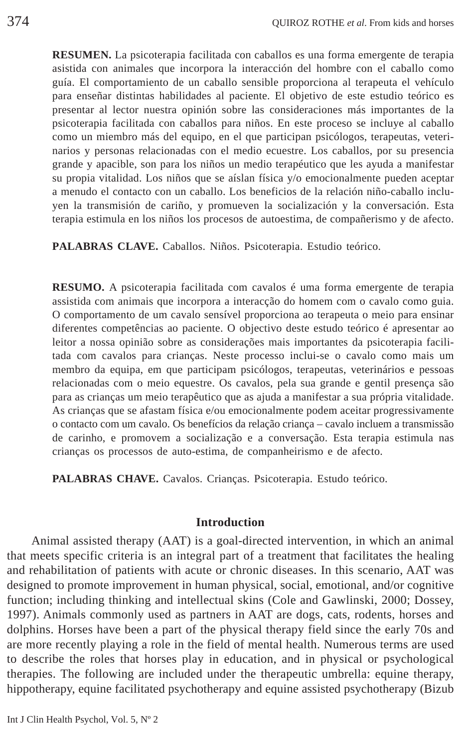**RESUMEN.** La psicoterapia facilitada con caballos es una forma emergente de terapia asistida con animales que incorpora la interacción del hombre con el caballo como guía. El comportamiento de un caballo sensible proporciona al terapeuta el vehículo para enseñar distintas habilidades al paciente. El objetivo de este estudio teórico es presentar al lector nuestra opinión sobre las consideraciones más importantes de la psicoterapia facilitada con caballos para niños. En este proceso se incluye al caballo como un miembro más del equipo, en el que participan psicólogos, terapeutas, veterinarios y personas relacionadas con el medio ecuestre. Los caballos, por su presencia grande y apacible, son para los niños un medio terapéutico que les ayuda a manifestar su propia vitalidad. Los niños que se aíslan física y/o emocionalmente pueden aceptar a menudo el contacto con un caballo. Los beneficios de la relación niño-caballo incluyen la transmisión de cariño, y promueven la socialización y la conversación. Esta terapia estimula en los niños los procesos de autoestima, de compañerismo y de afecto.

**PALABRAS CLAVE.** Caballos. Niños. Psicoterapia. Estudio teórico.

**RESUMO.** A psicoterapia facilitada com cavalos é uma forma emergente de terapia assistida com animais que incorpora a interacção do homem com o cavalo como guia. O comportamento de um cavalo sensível proporciona ao terapeuta o meio para ensinar diferentes competências ao paciente. O objectivo deste estudo teórico é apresentar ao leitor a nossa opinião sobre as considerações mais importantes da psicoterapia facilitada com cavalos para crianças. Neste processo inclui-se o cavalo como mais um membro da equipa, em que participam psicólogos, terapeutas, veterinários e pessoas relacionadas com o meio equestre. Os cavalos, pela sua grande e gentil presença são para as crianças um meio terapêutico que as ajuda a manifestar a sua própria vitalidade. As crianças que se afastam física e/ou emocionalmente podem aceitar progressivamente o contacto com um cavalo. Os benefícios da relação criança – cavalo incluem a transmissão de carinho, e promovem a socialização e a conversação. Esta terapia estimula nas crianças os processos de auto-estima, de companheirismo e de afecto.

**PALABRAS CHAVE.** Cavalos. Crianças. Psicoterapia. Estudo teórico.

## Introduction

Animal assisted therapy (AAT) is a goal-directed intervention, in which an animal that meets specific criteria is an integral part of a treatment that facilitates the healing and rehabilitation of patients with acute or chronic diseases. In this scenario, AAT was designed to promote improvement in human physical, social, emotional, and/or cognitive function; including thinking and intellectual skins (Cole and Gawlinski, 2000; Dossey, 1997). Animals commonly used as partners in AAT are dogs, cats, rodents, horses and dolphins. Horses have been a part of the physical therapy field since the early 70s and are more recently playing a role in the field of mental health. Numerous terms are used to describe the roles that horses play in education, and in physical or psychological therapies. The following are included under the therapeutic umbrella: equine therapy, hippotherapy, equine facilitated psychotherapy and equine assisted psychotherapy (Bizub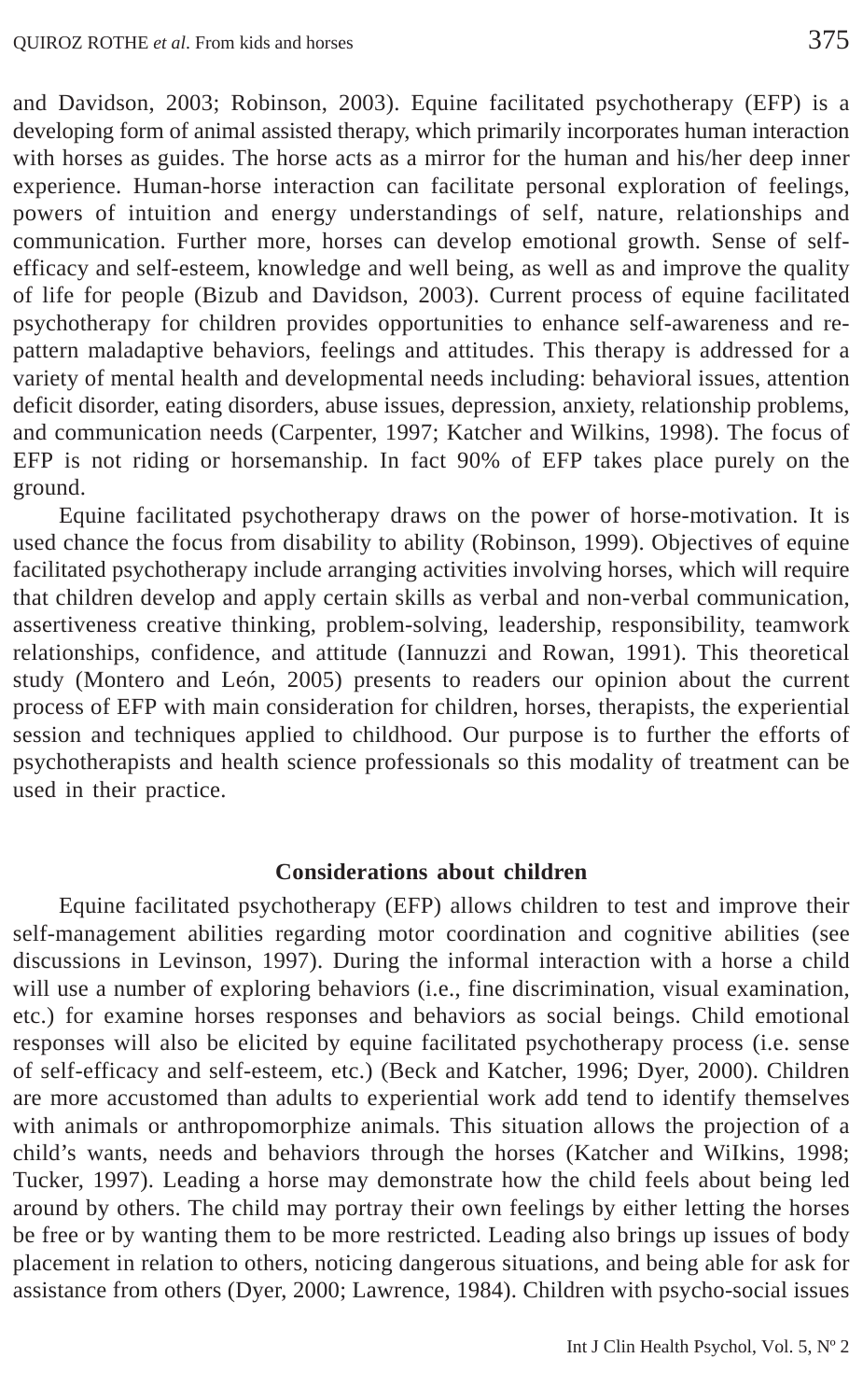and Davidson, 2003; Robinson, 2003). Equine facilitated psychotherapy (EFP) is a developing form of animal assisted therapy, which primarily incorporates human interaction with horses as guides. The horse acts as a mirror for the human and his/her deep inner experience. Human-horse interaction can facilitate personal exploration of feelings, powers of intuition and energy understandings of self, nature, relationships and communication. Further more, horses can develop emotional growth. Sense of self-efficacy and self-esteem, knowledge and well being, as well as and improve the quality of life for people (Bizub and Davidson, 2003). Current process of equine facilitated psychotherapy for children provides opportunities to enhance self-awareness and re-pattern maladaptive behaviors, feelings and attitudes. This therapy is addressed for a variety of mental health and developmental needs including: behavioral issues, attention deficit disorder, eating disorders, abuse issues, depression, anxiety, relationship problems, and communication needs (Carpenter, 1997; Katcher and Wilkins, 1998). The focus of EFP is not riding or horsemanship. In fact 90% of EFP takes place purely on the ground.

Equine facilitated psychotherapy draws on the power of horse-motivation. It is used chance the focus from disability to ability (Robinson, 1999). Objectives of equine facilitated psychotherapy include arranging activities involving horses, which will require that children develop and apply certain skills as verbal and non-verbal communication, assertiveness creative thinking, problem-solving, leadership, responsibility, teamwork relationships, confidence, and attitude (Iannuzzi and Rowan, 1991). This theoretical study (Montero and León, 2005) presents to readers our opinion about the current process of EFP with main consideration for children, horses, therapists, the experiential session and techniques applied to childhood. Our purpose is to further the efforts of psychotherapists and health science professionals so this modality of treatment can be used in their practice.

## Considerations about children

Equine facilitated psychotherapy (EFP) allows children to test and improve their self-management abilities regarding motor coordination and cognitive abilities (see discussions in Levinson, 1997). During the informal interaction with a horse a child will use a number of exploring behaviors (i.e., fine discrimination, visual examination, etc.) for examine horses responses and behaviors as social beings. Child emotional responses will also be elicited by equine facilitated psychotherapy process (i.e. sense of self-efficacy and self-esteem, etc.) (Beck and Katcher, 1996; Dyer, 2000). Children are more accustomed than adults to experiential work add tend to identify themselves with animals or anthropomorphize animals. This situation allows the projection of a child's wants, needs and behaviors through the horses (Katcher and WiIkins, 1998; Tucker, 1997). Leading a horse may demonstrate how the child feels about being led around by others. The child may portray their own feelings by either letting the horses be free or by wanting them to be more restricted. Leading also brings up issues of body placement in relation to others, noticing dangerous situations, and being able for ask for assistance from others (Dyer, 2000; Lawrence, 1984). Children with psycho-social issues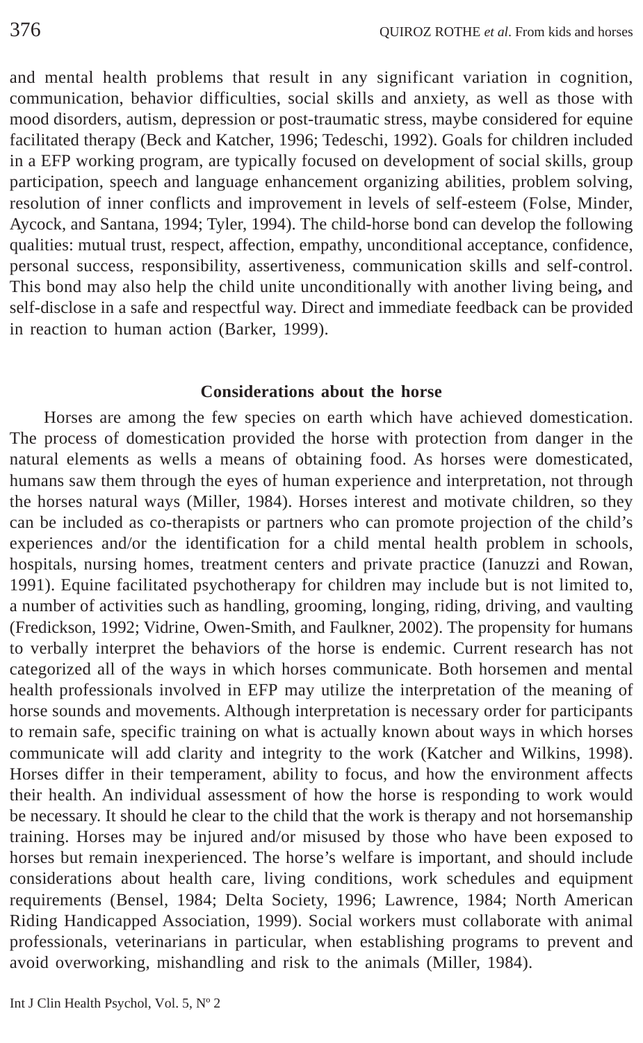and mental health problems that result in any significant variation in cognition, communication, behavior difficulties, social skills and anxiety, as well as those with mood disorders, autism, depression or post-traumatic stress, maybe considered for equine facilitated therapy (Beck and Katcher, 1996; Tedeschi, 1992). Goals for children included in a EFP working program, are typically focused on development of social skills, group participation, speech and language enhancement organizing abilities, problem solving, resolution of inner conflicts and improvement in levels of self-esteem (Folse, Minder, Aycock, and Santana, 1994; Tyler, 1994). The child-horse bond can develop the following qualities: mutual trust, respect, affection, empathy, unconditional acceptance, confidence, personal success, responsibility, assertiveness, communication skills and self-control. This bond may also help the child unite unconditionally with another living being**,** and self-disclose in a safe and respectful way. Direct and immediate feedback can be provided in reaction to human action (Barker, 1999).

## Considerations about the horse

Horses are among the few species on earth which have achieved domestication. The process of domestication provided the horse with protection from danger in the natural elements as wells a means of obtaining food. As horses were domesticated, humans saw them through the eyes of human experience and interpretation, not through the horses natural ways (Miller, 1984). Horses interest and motivate children, so they can be included as co-therapists or partners who can promote projection of the child's experiences and/or the identification for a child mental health problem in schools, hospitals, nursing homes, treatment centers and private practice (Ianuzzi and Rowan, 1991). Equine facilitated psychotherapy for children may include but is not limited to, a number of activities such as handling, grooming, longing, riding, driving, and vaulting (Fredickson, 1992; Vidrine, Owen-Smith, and Faulkner, 2002). The propensity for humans to verbally interpret the behaviors of the horse is endemic. Current research has not categorized all of the ways in which horses communicate. Both horsemen and mental health professionals involved in EFP may utilize the interpretation of the meaning of horse sounds and movements. Although interpretation is necessary order for participants to remain safe, specific training on what is actually known about ways in which horses communicate will add clarity and integrity to the work (Katcher and Wilkins, 1998). Horses differ in their temperament, ability to focus, and how the environment affects their health. An individual assessment of how the horse is responding to work would be necessary. It should he clear to the child that the work is therapy and not horsemanship training. Horses may be injured and/or misused by those who have been exposed to horses but remain inexperienced. The horse's welfare is important, and should include considerations about health care, living conditions, work schedules and equipment requirements (Bensel, 1984; Delta Society, 1996; Lawrence, 1984; North American Riding Handicapped Association, 1999). Social workers must collaborate with animal professionals, veterinarians in particular, when establishing programs to prevent and avoid overworking, mishandling and risk to the animals (Miller, 1984).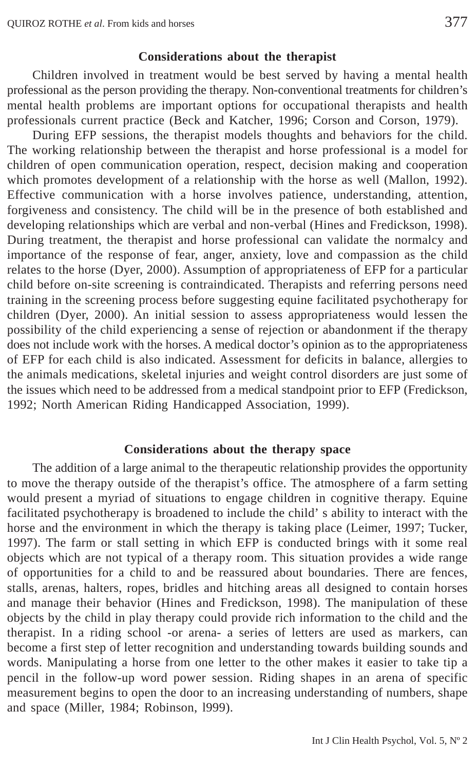## Considerations about the therapist

Children involved in treatment would be best served by having a mental health professional as the person providing the therapy. Non-conventional treatments for children's mental health problems are important options for occupational therapists and health professionals current practice (Beck and Katcher, 1996; Corson and Corson, 1979).

During EFP sessions, the therapist models thoughts and behaviors for the child. The working relationship between the therapist and horse professional is a model for children of open communication operation, respect, decision making and cooperation which promotes development of a relationship with the horse as well (Mallon, 1992). Effective communication with a horse involves patience, understanding, attention, forgiveness and consistency. The child will be in the presence of both established and developing relationships which are verbal and non-verbal (Hines and Fredickson, 1998). During treatment, the therapist and horse professional can validate the normalcy and importance of the response of fear, anger, anxiety, love and compassion as the child relates to the horse (Dyer, 2000). Assumption of appropriateness of EFP for a particular child before on-site screening is contraindicated. Therapists and referring persons need training in the screening process before suggesting equine facilitated psychotherapy for children (Dyer, 2000). An initial session to assess appropriateness would lessen the possibility of the child experiencing a sense of rejection or abandonment if the therapy does not include work with the horses. A medical doctor's opinion as to the appropriateness of EFP for each child is also indicated. Assessment for deficits in balance, allergies to the animals medications, skeletal injuries and weight control disorders are just some of the issues which need to be addressed from a medical standpoint prior to EFP (Fredickson, 1992; North American Riding Handicapped Association, 1999).

## Considerations about the therapy space

The addition of a large animal to the therapeutic relationship provides the opportunity to move the therapy outside of the therapist's office. The atmosphere of a farm setting would present a myriad of situations to engage children in cognitive therapy. Equine facilitated psychotherapy is broadened to include the child' s ability to interact with the horse and the environment in which the therapy is taking place (Leimer, 1997; Tucker, 1997). The farm or stall setting in which EFP is conducted brings with it some real objects which are not typical of a therapy room. This situation provides a wide range of opportunities for a child to and be reassured about boundaries. There are fences, stalls, arenas, halters, ropes, bridles and hitching areas all designed to contain horses and manage their behavior (Hines and Fredickson, 1998). The manipulation of these objects by the child in play therapy could provide rich information to the child and the therapist. In a riding school -or arena- a series of letters are used as markers, can become a first step of letter recognition and understanding towards building sounds and words. Manipulating a horse from one letter to the other makes it easier to take tip a pencil in the follow-up word power session. Riding shapes in an arena of specific measurement begins to open the door to an increasing understanding of numbers, shape and space (Miller, 1984; Robinson, l999).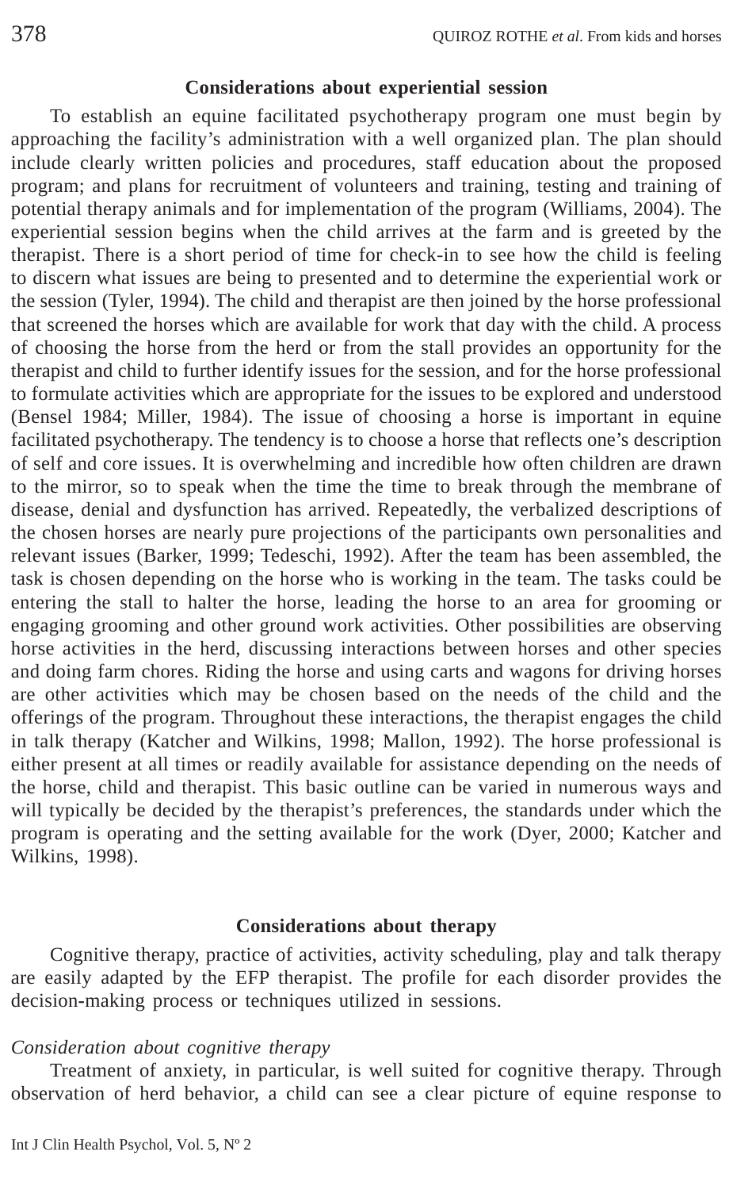## Considerations about experiential session

To establish an equine facilitated psychotherapy program one must begin by approaching the facility's administration with a well organized plan. The plan should include clearly written policies and procedures, staff education about the proposed program; and plans for recruitment of volunteers and training, testing and training of potential therapy animals and for implementation of the program (Williams, 2004). The experiential session begins when the child arrives at the farm and is greeted by the therapist. There is a short period of time for check-in to see how the child is feeling to discern what issues are being to presented and to determine the experiential work or the session (Tyler, 1994). The child and therapist are then joined by the horse professional that screened the horses which are available for work that day with the child. A process of choosing the horse from the herd or from the stall provides an opportunity for the therapist and child to further identify issues for the session, and for the horse professional to formulate activities which are appropriate for the issues to be explored and understood (Bensel 1984; Miller, 1984). The issue of choosing a horse is important in equine facilitated psychotherapy. The tendency is to choose a horse that reflects one's description of self and core issues. It is overwhelming and incredible how often children are drawn to the mirror, so to speak when the time the time to break through the membrane of disease, denial and dysfunction has arrived. Repeatedly, the verbalized descriptions of the chosen horses are nearly pure projections of the participants own personalities and relevant issues (Barker, 1999; Tedeschi, 1992). After the team has been assembled, the task is chosen depending on the horse who is working in the team. The tasks could be entering the stall to halter the horse, leading the horse to an area for grooming or engaging grooming and other ground work activities. Other possibilities are observing horse activities in the herd, discussing interactions between horses and other species and doing farm chores. Riding the horse and using carts and wagons for driving horses are other activities which may be chosen based on the needs of the child and the offerings of the program. Throughout these interactions, the therapist engages the child in talk therapy (Katcher and Wilkins, 1998; Mallon, 1992). The horse professional is either present at all times or readily available for assistance depending on the needs of the horse, child and therapist. This basic outline can be varied in numerous ways and will typically be decided by the therapist's preferences, the standards under which the program is operating and the setting available for the work (Dyer, 2000; Katcher and Wilkins, 1998).

## Considerations about therapy

Cognitive therapy, practice of activities, activity scheduling, play and talk therapy are easily adapted by the EFP therapist. The profile for each disorder provides the decision-making process or techniques utilized in sessions.

### *Consideration about cognitive therapy*

Treatment of anxiety, in particular, is well suited for cognitive therapy. Through observation of herd behavior, a child can see a clear picture of equine response to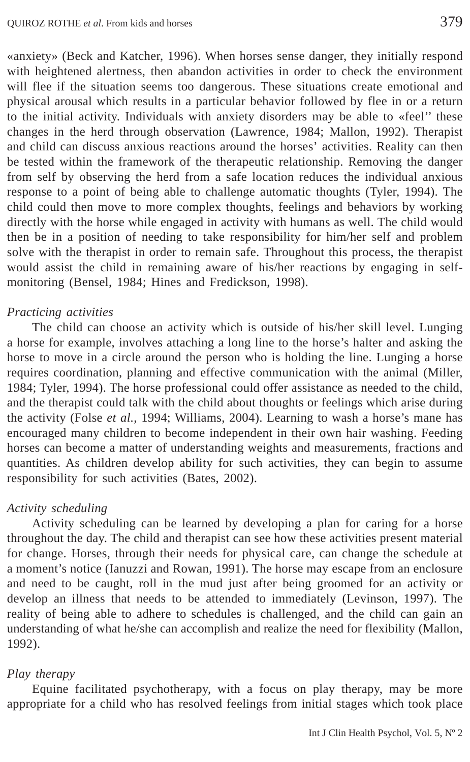«anxiety» (Beck and Katcher, 1996). When horses sense danger, they initially respond with heightened alertness, then abandon activities in order to check the environment will flee if the situation seems too dangerous. These situations create emotional and physical arousal which results in a particular behavior followed by flee in or a return to the initial activity. Individuals with anxiety disorders may be able to «feel'' these changes in the herd through observation (Lawrence, 1984; Mallon, 1992). Therapist and child can discuss anxious reactions around the horses' activities. Reality can then be tested within the framework of the therapeutic relationship. Removing the danger from self by observing the herd from a safe location reduces the individual anxious response to a point of being able to challenge automatic thoughts (Tyler, 1994). The child could then move to more complex thoughts, feelings and behaviors by working directly with the horse while engaged in activity with humans as well. The child would then be in a position of needing to take responsibility for him/her self and problem solve with the therapist in order to remain safe. Throughout this process, the therapist would assist the child in remaining aware of his/her reactions by engaging in self-monitoring (Bensel, 1984; Hines and Fredickson, 1998).

*Practicing activities*

The child can choose an activity which is outside of his/her skill level. Lunging a horse for example, involves attaching a long line to the horse's halter and asking the horse to move in a circle around the person who is holding the line. Lunging a horse requires coordination, planning and effective communication with the animal (Miller, 1984; Tyler, 1994). The horse professional could offer assistance as needed to the child, and the therapist could talk with the child about thoughts or feelings which arise during the activity (Folse *et al.*, 1994; Williams, 2004). Learning to wash a horse's mane has encouraged many children to become independent in their own hair washing. Feeding horses can become a matter of understanding weights and measurements, fractions and quantities. As children develop ability for such activities, they can begin to assume responsibility for such activities (Bates, 2002).

*Activity scheduling*

Activity scheduling can be learned by developing a plan for caring for a horse throughout the day. The child and therapist can see how these activities present material for change. Horses, through their needs for physical care, can change the schedule at a moment's notice (Ianuzzi and Rowan, 1991). The horse may escape from an enclosure and need to be caught, roll in the mud just after being groomed for an activity or develop an illness that needs to be attended to immediately (Levinson, 1997). The reality of being able to adhere to schedules is challenged, and the child can gain an understanding of what he/she can accomplish and realize the need for flexibility (Mallon, 1992).

*Play therapy*

Equine facilitated psychotherapy, with a focus on play therapy, may be more appropriate for a child who has resolved feelings from initial stages which took place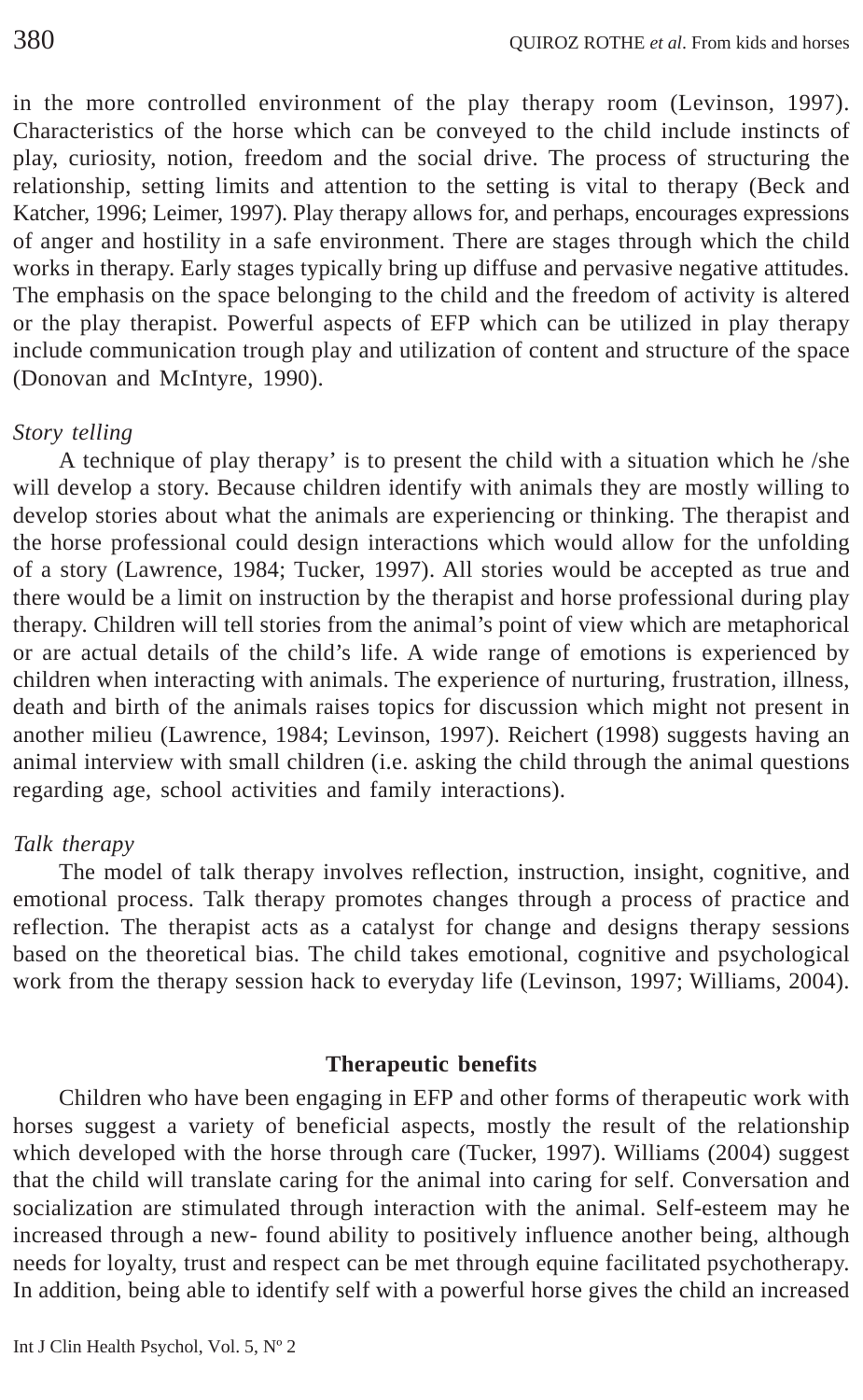in the more controlled environment of the play therapy room (Levinson, 1997). Characteristics of the horse which can be conveyed to the child include instincts of play, curiosity, notion, freedom and the social drive. The process of structuring the relationship, setting limits and attention to the setting is vital to therapy (Beck and Katcher, 1996; Leimer, 1997). Play therapy allows for, and perhaps, encourages expressions of anger and hostility in a safe environment. There are stages through which the child works in therapy. Early stages typically bring up diffuse and pervasive negative attitudes. The emphasis on the space belonging to the child and the freedom of activity is altered or the play therapist. Powerful aspects of EFP which can be utilized in play therapy include communication trough play and utilization of content and structure of the space (Donovan and McIntyre, 1990).

*Story telling*

A technique of play therapy' is to present the child with a situation which he /she will develop a story. Because children identify with animals they are mostly willing to develop stories about what the animals are experiencing or thinking. The therapist and the horse professional could design interactions which would allow for the unfolding of a story (Lawrence, 1984; Tucker, 1997). All stories would be accepted as true and there would be a limit on instruction by the therapist and horse professional during play therapy. Children will tell stories from the animal's point of view which are metaphorical or are actual details of the child's life. A wide range of emotions is experienced by children when interacting with animals. The experience of nurturing, frustration, illness, death and birth of the animals raises topics for discussion which might not present in another milieu (Lawrence, 1984; Levinson, 1997). Reichert (1998) suggests having an animal interview with small children (i.e. asking the child through the animal questions regarding age, school activities and family interactions).

*Talk therapy*

The model of talk therapy involves reflection, instruction, insight, cognitive, and emotional process. Talk therapy promotes changes through a process of practice and reflection. The therapist acts as a catalyst for change and designs therapy sessions based on the theoretical bias. The child takes emotional, cognitive and psychological work from the therapy session hack to everyday life (Levinson, 1997; Williams, 2004).

## Therapeutic benefits

Children who have been engaging in EFP and other forms of therapeutic work with horses suggest a variety of beneficial aspects, mostly the result of the relationship which developed with the horse through care (Tucker, 1997). Williams (2004) suggest that the child will translate caring for the animal into caring for self. Conversation and socialization are stimulated through interaction with the animal. Self-esteem may he increased through a new- found ability to positively influence another being, although needs for loyalty, trust and respect can be met through equine facilitated psychotherapy. In addition, being able to identify self with a powerful horse gives the child an increased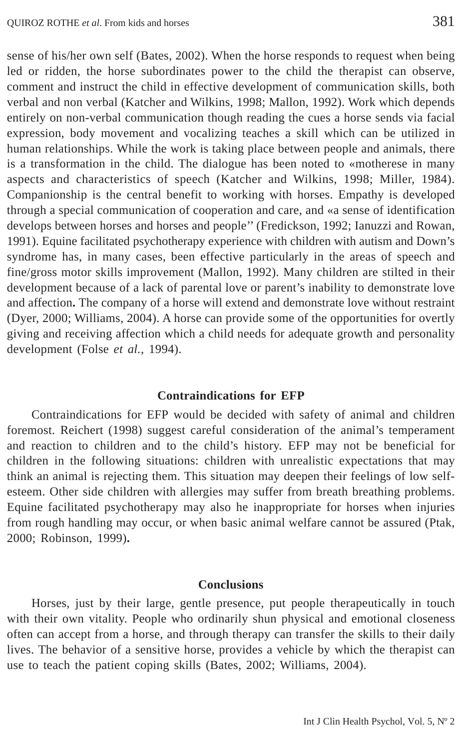sense of his/her own self (Bates, 2002). When the horse responds to request when being led or ridden, the horse subordinates power to the child the therapist can observe, comment and instruct the child in effective development of communication skills, both verbal and non verbal (Katcher and Wilkins, 1998; Mallon, 1992). Work which depends entirely on non-verbal communication though reading the cues a horse sends via facial expression, body movement and vocalizing teaches a skill which can be utilized in human relationships. While the work is taking place between people and animals, there is a transformation in the child. The dialogue has been noted to «motherese in many aspects and characteristics of speech (Katcher and Wilkins, 1998; Miller, 1984). Companionship is the central benefit to working with horses. Empathy is developed through a special communication of cooperation and care, and «a sense of identification develops between horses and horses and people'' (Fredickson, 1992; Ianuzzi and Rowan, 1991). Equine facilitated psychotherapy experience with children with autism and Down's syndrome has, in many cases, been effective particularly in the areas of speech and fine/gross motor skills improvement (Mallon, 1992). Many children are stilted in their development because of a lack of parental love or parent's inability to demonstrate love and affection**.** The company of a horse will extend and demonstrate love without restraint (Dyer, 2000; Williams, 2004). A horse can provide some of the opportunities for overtly giving and receiving affection which a child needs for adequate growth and personality development (Folse *et al.*, 1994).

## Contraindications for EFP

Contraindications for EFP would be decided with safety of animal and children foremost. Reichert (1998) suggest careful consideration of the animal's temperament and reaction to children and to the child's history. EFP may not be beneficial for children in the following situations: children with unrealistic expectations that may think an animal is rejecting them. This situation may deepen their feelings of low self-esteem. Other side children with allergies may suffer from breath breathing problems. Equine facilitated psychotherapy may also he inappropriate for horses when injuries from rough handling may occur, or when basic animal welfare cannot be assured (Ptak, 2000; Robinson, 1999)**.**

## Conclusions

Horses, just by their large, gentle presence, put people therapeutically in touch with their own vitality. People who ordinarily shun physical and emotional closeness often can accept from a horse, and through therapy can transfer the skills to their daily lives. The behavior of a sensitive horse, provides a vehicle by which the therapist can use to teach the patient coping skills (Bates, 2002; Williams, 2004).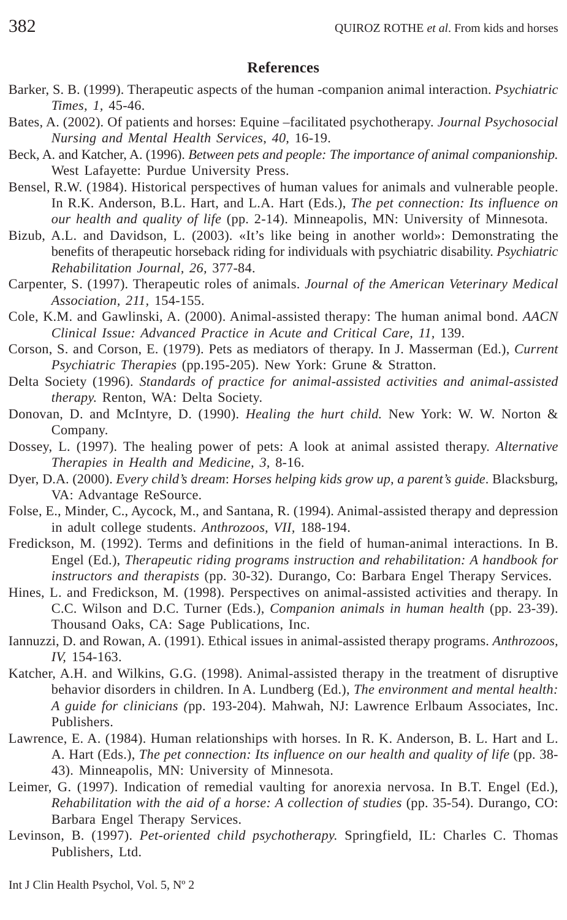## References

Barker, S. B. (1999). Therapeutic aspects of the human -companion animal interaction. *Psychiatric Times, 1,* 45-46.

Bates, A. (2002). Of patients and horses: Equine –facilitated psychotherapy. *Journal Psychosocial Nursing and Mental Health Services*, *40,* 16-19.

Beck, A. and Katcher, A. (1996). *Between pets and people: The importance of animal companionship.* West Lafayette: Purdue University Press.

Bensel, R.W. (1984). Historical perspectives of human values for animals and vulnerable people. In R.K. Anderson, B.L. Hart, and L.A. Hart (Eds.), *The pet connection: Its influence on our health and quality of life* (pp. 2-14). Minneapolis, MN: University of Minnesota.

Bizub, A.L. and Davidson, L. (2003). «It's like being in another world»: Demonstrating the benefits of therapeutic horseback riding for individuals with psychiatric disability. *Psychiatric Rehabilitation Journal*, *26,* 377-84.

Carpenter, S. (1997). Therapeutic roles of animals. *Journal of the American Veterinary Medical Association, 211*, 154-155.

Cole, K.M. and Gawlinski, A. (2000). Animal-assisted therapy: The human animal bond. *AACN Clinical Issue: Advanced Practice in Acute and Critical Care, 11*, 139.

Corson, S. and Corson, E. (1979). Pets as mediators of therapy. In J. Masserman (Ed.), *Current Psychiatric Therapies* (pp.195-205). New York: Grune & Stratton.

Delta Society (1996). *Standards of practice for animal-assisted activities and animal-assisted therapy.* Renton, WA: Delta Society.

Donovan, D. and McIntyre, D. (1990). *Healing the hurt child.* New York: W. W. Norton & Company.

Dossey, L. (1997). The healing power of pets: A look at animal assisted therapy. *Alternative Therapies in Health and Medicine, 3,* 8-16.

Dyer, D.A. (2000). *Every child's dream*: *Horses helping kids grow up, a parent's guide*. Blacksburg, VA: Advantage ReSource.

Folse, E., Minder, C., Aycock, M., and Santana, R. (1994). Animal-assisted therapy and depression in adult college students. *Anthrozoos, VII,* 188-194.

Fredickson, M. (1992). Terms and definitions in the field of human-animal interactions. In B. Engel (Ed.), *Therapeutic riding programs instruction and rehabilitation: A handbook for instructors and therapists* (pp. 30-32). Durango, Co: Barbara Engel Therapy Services.

Hines, L. and Fredickson, M. (1998). Perspectives on animal-assisted activities and therapy. In C.C. Wilson and D.C. Turner (Eds.), *Companion animals in human health* (pp. 23-39). Thousand Oaks, CA: Sage Publications, Inc.

Iannuzzi, D. and Rowan, A. (1991). Ethical issues in animal-assisted therapy programs. *Anthrozoos, IV,* 154-163.

Katcher, A.H. and Wilkins, G.G. (1998). Animal-assisted therapy in the treatment of disruptive behavior disorders in children. In A. Lundberg (Ed.), *The environment and mental health: A guide for clinicians (*pp. 193-204). Mahwah, NJ: Lawrence Erlbaum Associates, Inc. Publishers.

Lawrence, E. A. (1984). Human relationships with horses. In R. K. Anderson, B. L. Hart and L. A. Hart (Eds.), *The pet connection: Its influence on our health and quality of life* (pp. 38-43). Minneapolis, MN: University of Minnesota.

Leimer, G. (1997). Indication of remedial vaulting for anorexia nervosa. In B.T. Engel (Ed.), *Rehabilitation with the aid of a horse: A collection of studies* (pp. 35-54). Durango, CO: Barbara Engel Therapy Services.

Levinson, B. (1997). *Pet-oriented child psychotherapy.* Springfield, IL: Charles C. Thomas Publishers, Ltd.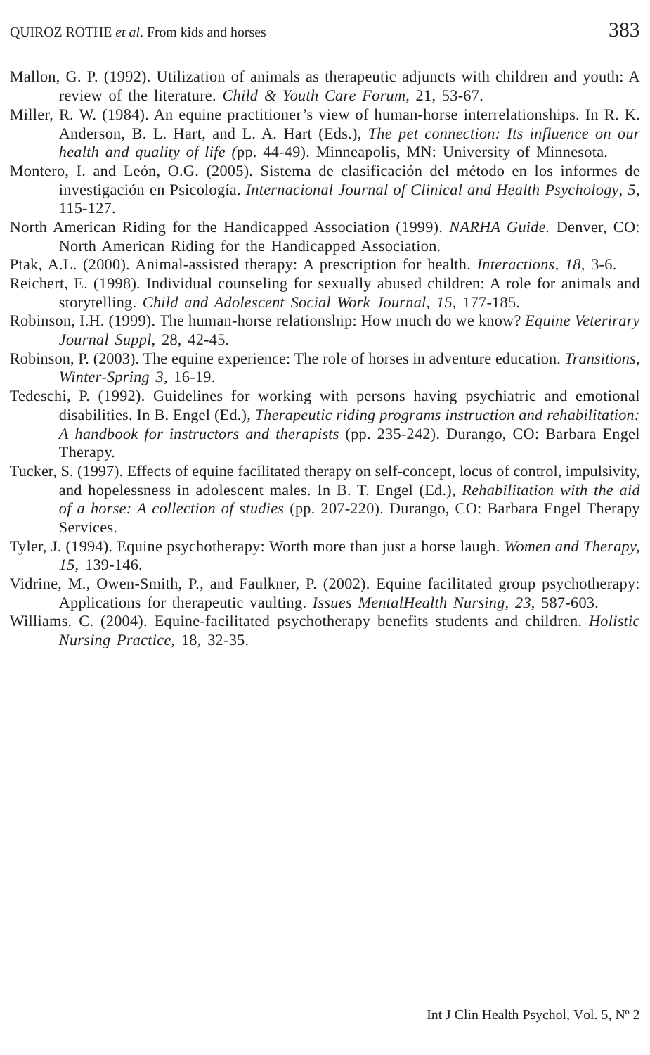Mallon, G. P. (1992). Utilization of animals as therapeutic adjuncts with children and youth: A review of the literature. *Child & Youth Care Forum*, 21, 53-67.

Miller, R. W. (1984). An equine practitioner's view of human-horse interrelationships. In R. K. Anderson, B. L. Hart, and L. A. Hart (Eds.), *The pet connection: Its influence on our health and quality of life (*pp. 44-49). Minneapolis, MN: University of Minnesota.

Montero, I. and León, O.G. (2005). Sistema de clasificación del método en los informes de investigación en Psicología. *Internacional Journal of Clinical and Health Psychology*, *5*, 115-127.

North American Riding for the Handicapped Association (1999). *NARHA Guide.* Denver, CO: North American Riding for the Handicapped Association.

Ptak, A.L. (2000). Animal-assisted therapy: A prescription for health. *Interactions, 18*, 3-6.

Reichert, E. (1998). Individual counseling for sexually abused children: A role for animals and storytelling. *Child and Adolescent Social Work Journal, 15*, 177-185.

Robinson, I.H. (1999). The human-horse relationship: How much do we know? *Equine Veterirary Journal Suppl*, 28, 42-45.

Robinson, P. (2003). The equine experience: The role of horses in adventure education. *Transitions, Winter-Spring 3*, 16-19.

Tedeschi, P. (1992). Guidelines for working with persons having psychiatric and emotional disabilities. In B. Engel (Ed.), *Therapeutic riding programs instruction and rehabilitation: A handbook for instructors and therapists* (pp. 235-242). Durango, CO: Barbara Engel Therapy.

Tucker, S. (1997). Effects of equine facilitated therapy on self-concept, locus of control, impulsivity, and hopelessness in adolescent males. In B. T. Engel (Ed.), *Rehabilitation with the aid of a horse: A collection of studies* (pp. 207-220). Durango, CO: Barbara Engel Therapy Services.

Tyler, J. (1994). Equine psychotherapy: Worth more than just a horse laugh. *Women and Therapy, 15*, 139-146.

Vidrine, M., Owen-Smith, P., and Faulkner, P. (2002). Equine facilitated group psychotherapy: Applications for therapeutic vaulting. *Issues MentalHealth Nursing, 23*, 587-603.

Williams. C. (2004). Equine-facilitated psychotherapy benefits students and children. *Holistic Nursing Practice*, 18, 32-35.